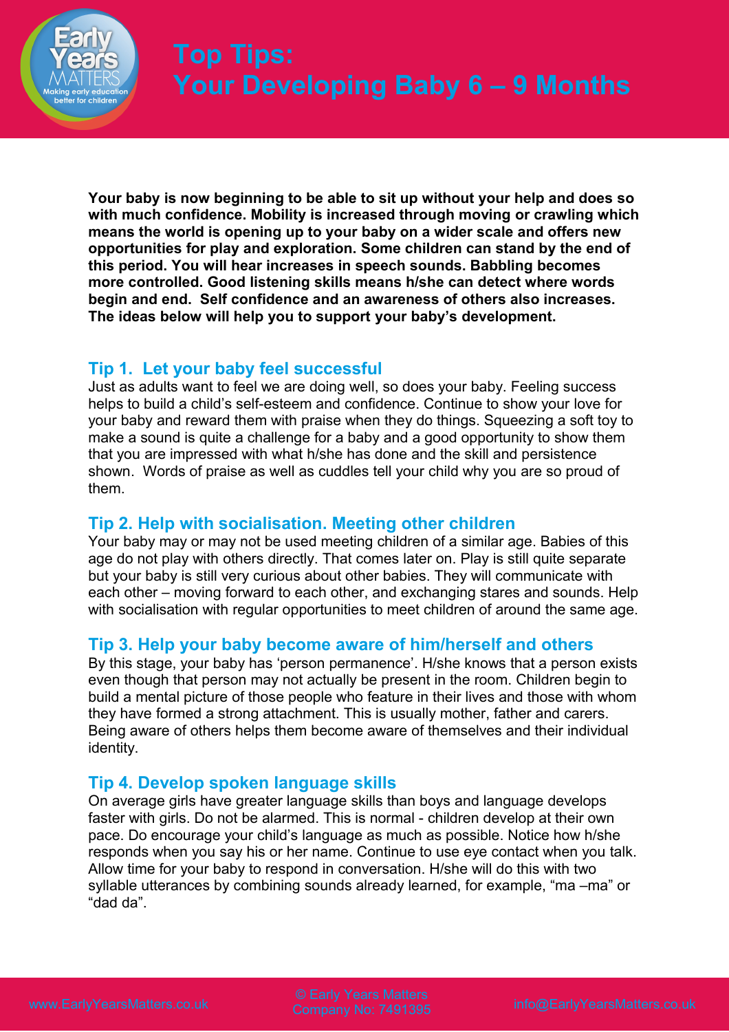# Top Tips: Your Developing Baby 6 – 9 Months

**Your baby is now beginning to be able to sit up without your help and does so with much confidence. Mobility is increased through moving or crawling which means the world is opening up to your baby on a wider scale and offers new opportunities for play and exploration. Some children can stand by the end of this period. You will hear increases in speech sounds. Babbling becomes more controlled. Good listening skills means h/she can detect where words begin and end. Self confidence and an awareness of others also increases. The ideas below will help you to support your baby's development.**

## Tip 1. Let your baby feel successful

Just as adults want to feel we are doing well, so does your baby. Feeling success helps to build a child's self-esteem and confidence. Continue to show your love for your baby and reward them with praise when they do things. Squeezing a soft toy to make a sound is quite a challenge for a baby and a good opportunity to show them that you are impressed with what h/she has done and the skill and persistence shown. Words of praise as well as cuddles tell your child why you are so proud of them.

## Tip 2. Help with socialisation. Meeting other children

Your baby may or may not be used meeting children of a similar age. Babies of this age do not play with others directly. That comes later on. Play is still quite separate but your baby is still very curious about other babies. They will communicate with each other – moving forward to each other, and exchanging stares and sounds. Help with socialisation with regular opportunities to meet children of around the same age.

## Tip 3. Help your baby become aware of him/herself and others

By this stage, your baby has 'person permanence'. H/she knows that a person exists even though that person may not actually be present in the room. Children begin to build a mental picture of those people who feature in their lives and those with whom they have formed a strong attachment. This is usually mother, father and carers. Being aware of others helps them become aware of themselves and their individual identity.

## Tip 4. Develop spoken language skills

On average girls have greater language skills than boys and language develops faster with girls. Do not be alarmed. This is normal - children develop at their own pace. Do encourage your child's language as much as possible. Notice how h/she responds when you say his or her name. Continue to use eye contact when you talk. Allow time for your baby to respond in conversation. H/she will do this with two syllable utterances by combining sounds already learned, for example, "ma –ma" or "dad da".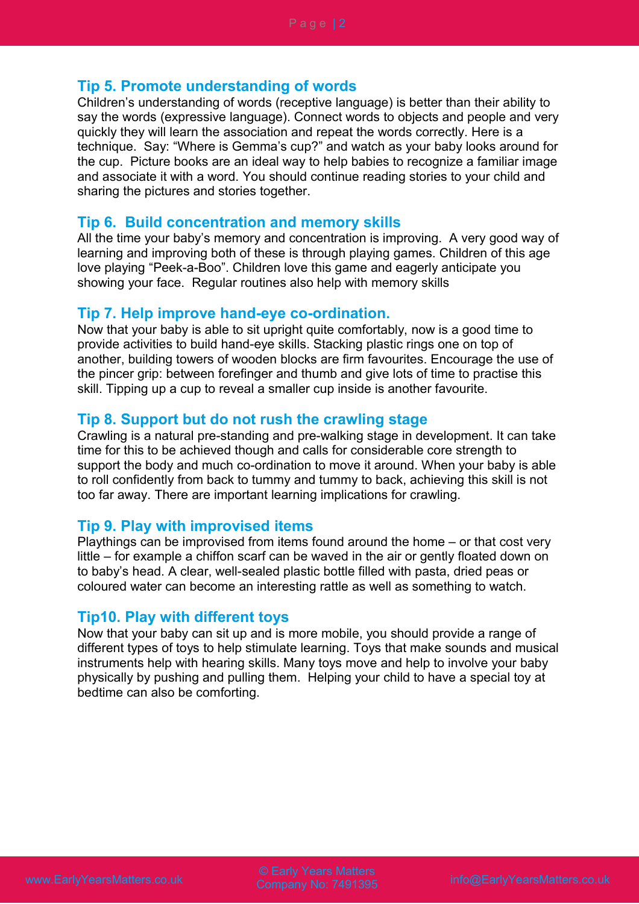## Tip 5. Promote understanding of words

Children's understanding of words (receptive language) is better than their ability to say the words (expressive language). Connect words to objects and people and very quickly they will learn the association and repeat the words correctly. Here is a technique. Say: "Where is Gemma's cup?" and watch as your baby looks around for the cup. Picture books are an ideal way to help babies to recognize a familiar image and associate it with a word. You should continue reading stories to your child and sharing the pictures and stories together.

## Tip 6. Build concentration and memory skills

All the time your baby's memory and concentration is improving. A very good way of learning and improving both of these is through playing games. Children of this age love playing "Peek-a-Boo". Children love this game and eagerly anticipate you showing your face. Regular routines also help with memory skills

## Tip 7. Help improve hand-eye co-ordination.

Now that your baby is able to sit upright quite comfortably, now is a good time to provide activities to build hand-eye skills. Stacking plastic rings one on top of another, building towers of wooden blocks are firm favourites. Encourage the use of the pincer grip: between forefinger and thumb and give lots of time to practise this skill. Tipping up a cup to reveal a smaller cup inside is another favourite.

## Tip 8. Support but do not rush the crawling stage

Crawling is a natural pre-standing and pre-walking stage in development. It can take time for this to be achieved though and calls for considerable core strength to support the body and much co-ordination to move it around. When your baby is able to roll confidently from back to tummy and tummy to back, achieving this skill is not too far away. There are important learning implications for crawling.

## Tip 9. Play with improvised items

Playthings can be improvised from items found around the home – or that cost very little – for example a chiffon scarf can be waved in the air or gently floated down on to baby's head. A clear, well-sealed plastic bottle filled with pasta, dried peas or coloured water can become an interesting rattle as well as something to watch.

## Tip10. Play with different toys

Now that your baby can sit up and is more mobile, you should provide a range of different types of toys to help stimulate learning. Toys that make sounds and musical instruments help with hearing skills. Many toys move and help to involve your baby physically by pushing and pulling them. Helping your child to have a special toy at bedtime can also be comforting.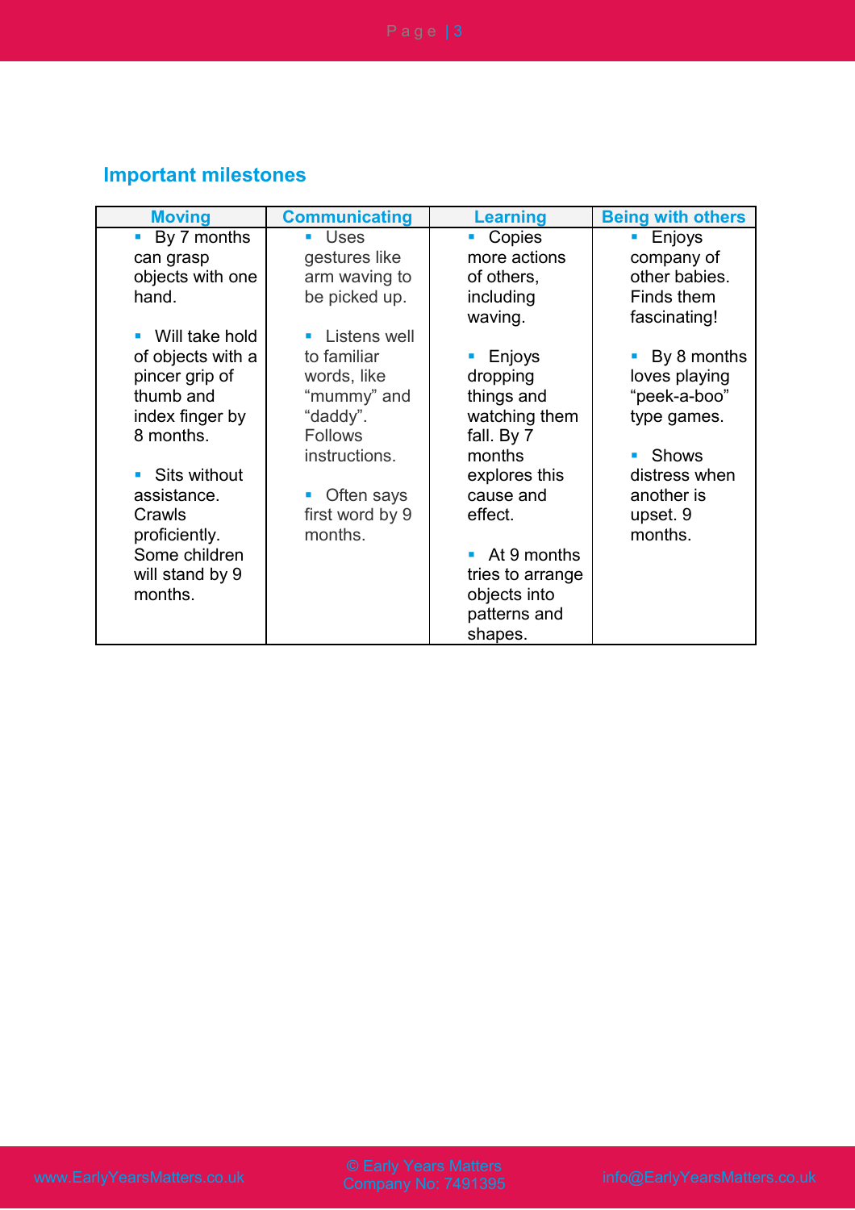## Important milestones

| Moving | Communicating | Learning | Being with others |
|---|---|---|---|
| ▪ By 7 months can grasp objects with one hand.<br><br>▪ Will take hold of objects with a pincer grip of thumb and index finger by 8 months.<br><br>▪ Sits without assistance. Crawls proficiently. Some children will stand by 9 months. | ▪ Uses gestures like arm waving to be picked up.<br><br>▪ Listens well to familiar words, like "mummy" and "daddy". Follows instructions.<br><br>▪ Often says first word by 9 months. | ▪ Copies more actions of others, including waving.<br><br>▪ Enjoys dropping things and watching them fall. By 7 months explores this cause and effect.<br><br>▪ At 9 months tries to arrange objects into patterns and shapes. | ▪ Enjoys company of other babies. Finds them fascinating!<br><br>▪ By 8 months loves playing "peek-a-boo" type games.<br><br>▪ Shows distress when another is upset. 9 months. |